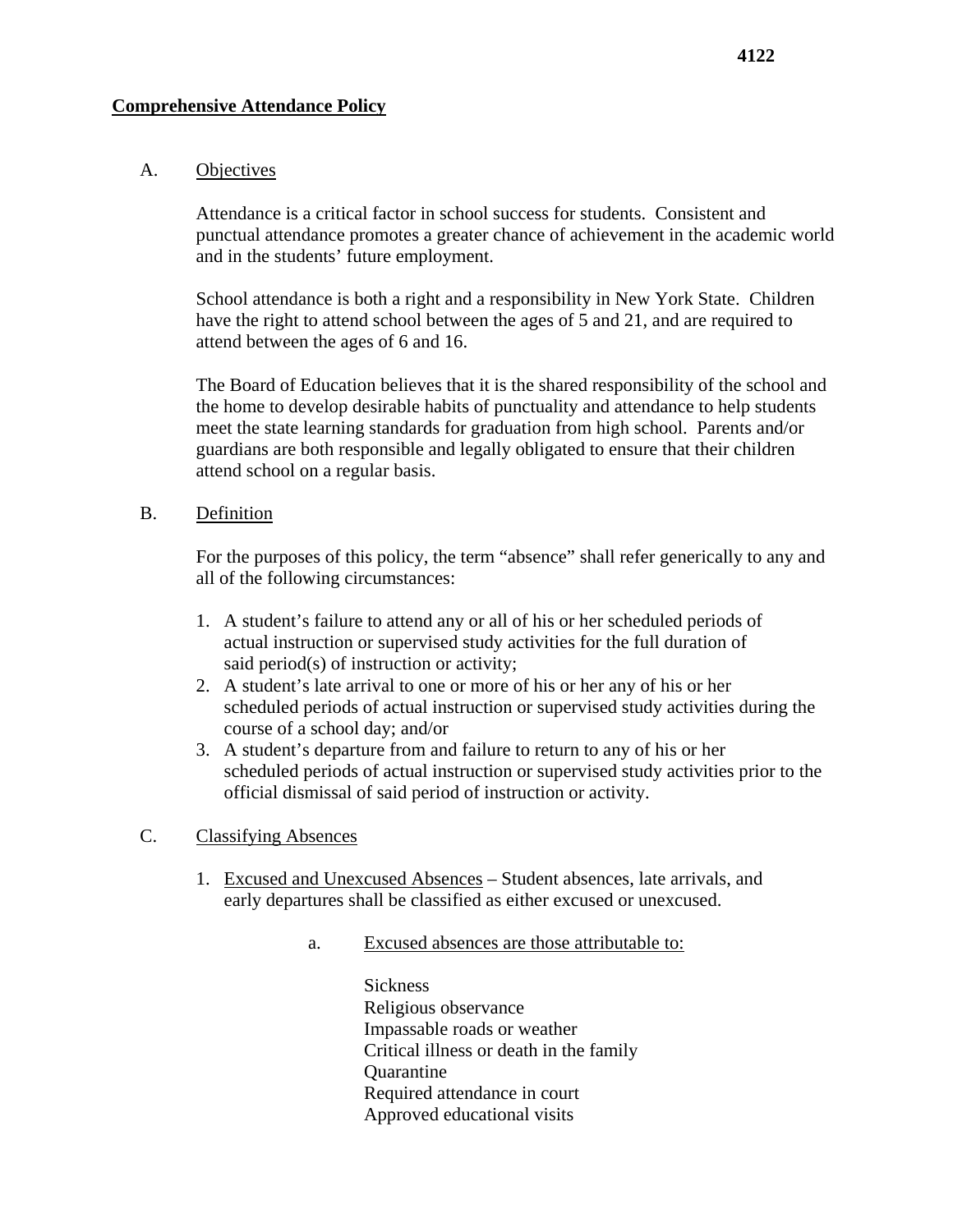**4122**

## Comprehensive Attendance Policy

### A. Objectives

Attendance is a critical factor in school success for students. Consistent and punctual attendance promotes a greater chance of achievement in the academic world and in the students' future employment.

School attendance is both a right and a responsibility in New York State. Children have the right to attend school between the ages of 5 and 21, and are required to attend between the ages of 6 and 16.

The Board of Education believes that it is the shared responsibility of the school and the home to develop desirable habits of punctuality and attendance to help students meet the state learning standards for graduation from high school. Parents and/or guardians are both responsible and legally obligated to ensure that their children attend school on a regular basis.

### B. Definition

For the purposes of this policy, the term "absence" shall refer generically to any and all of the following circumstances:

1. A student's failure to attend any or all of his or her scheduled periods of actual instruction or supervised study activities for the full duration of said period(s) of instruction or activity;
2. A student's late arrival to one or more of his or her any of his or her scheduled periods of actual instruction or supervised study activities during the course of a school day; and/or
3. A student's departure from and failure to return to any of his or her scheduled periods of actual instruction or supervised study activities prior to the official dismissal of said period of instruction or activity.

### C. Classifying Absences

1. Excused and Unexcused Absences – Student absences, late arrivals, and early departures shall be classified as either excused or unexcused.

   a. Excused absences are those attributable to:

      Sickness
      Religious observance
      Impassable roads or weather
      Critical illness or death in the family
      Quarantine
      Required attendance in court
      Approved educational visits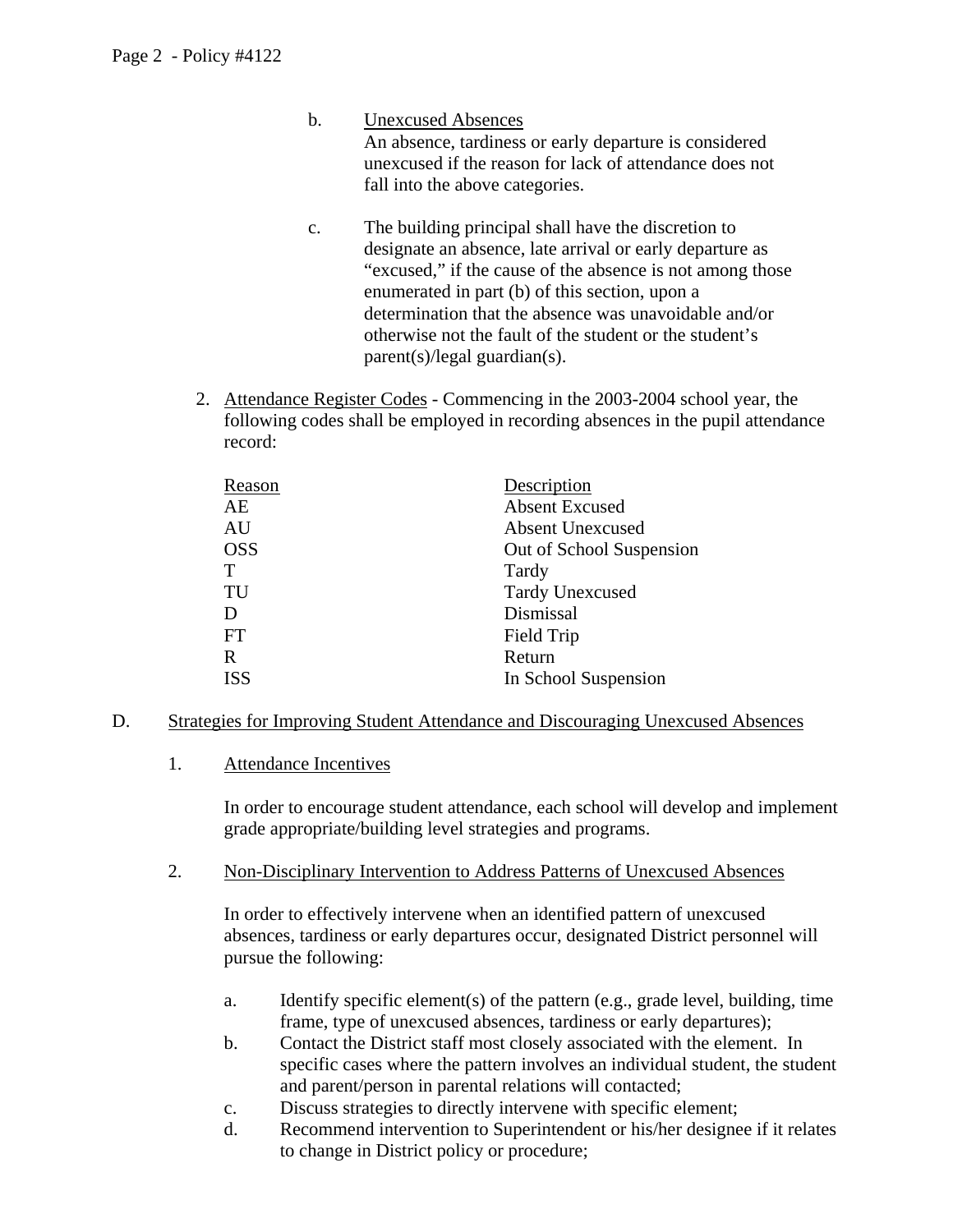b. Unexcused Absences
An absence, tardiness or early departure is considered unexcused if the reason for lack of attendance does not fall into the above categories.

c. The building principal shall have the discretion to designate an absence, late arrival or early departure as "excused," if the cause of the absence is not among those enumerated in part (b) of this section, upon a determination that the absence was unavoidable and/or otherwise not the fault of the student or the student's parent(s)/legal guardian(s).

2. Attendance Register Codes - Commencing in the 2003-2004 school year, the following codes shall be employed in recording absences in the pupil attendance record:

| Reason | Description |
|---|---|
| AE | Absent Excused |
| AU | Absent Unexcused |
| OSS | Out of School Suspension |
| T | Tardy |
| TU | Tardy Unexcused |
| D | Dismissal |
| FT | Field Trip |
| R | Return |
| ISS | In School Suspension |

D. Strategies for Improving Student Attendance and Discouraging Unexcused Absences

1. Attendance Incentives

In order to encourage student attendance, each school will develop and implement grade appropriate/building level strategies and programs.

2. Non-Disciplinary Intervention to Address Patterns of Unexcused Absences

In order to effectively intervene when an identified pattern of unexcused absences, tardiness or early departures occur, designated District personnel will pursue the following:

a. Identify specific element(s) of the pattern (e.g., grade level, building, time frame, type of unexcused absences, tardiness or early departures);
b. Contact the District staff most closely associated with the element. In specific cases where the pattern involves an individual student, the student and parent/person in parental relations will contacted;
c. Discuss strategies to directly intervene with specific element;
d. Recommend intervention to Superintendent or his/her designee if it relates to change in District policy or procedure;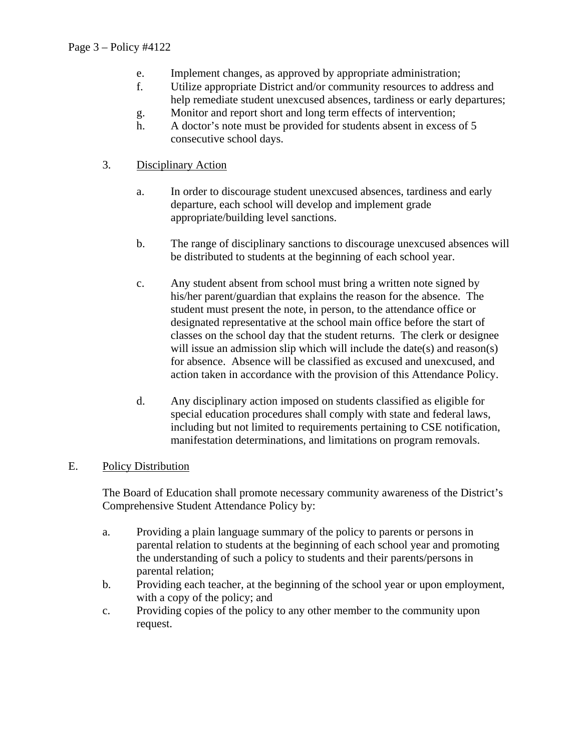e. Implement changes, as approved by appropriate administration;
f. Utilize appropriate District and/or community resources to address and help remediate student unexcused absences, tardiness or early departures;
g. Monitor and report short and long term effects of intervention;
h. A doctor's note must be provided for students absent in excess of 5 consecutive school days.

3. <u>Disciplinary Action</u>

   a. In order to discourage student unexcused absences, tardiness and early departure, each school will develop and implement grade appropriate/building level sanctions.

   b. The range of disciplinary sanctions to discourage unexcused absences will be distributed to students at the beginning of each school year.

   c. Any student absent from school must bring a written note signed by his/her parent/guardian that explains the reason for the absence. The student must present the note, in person, to the attendance office or designated representative at the school main office before the start of classes on the school day that the student returns. The clerk or designee will issue an admission slip which will include the date(s) and reason(s) for absence. Absence will be classified as excused and unexcused, and action taken in accordance with the provision of this Attendance Policy.

   d. Any disciplinary action imposed on students classified as eligible for special education procedures shall comply with state and federal laws, including but not limited to requirements pertaining to CSE notification, manifestation determinations, and limitations on program removals.

E. <u>Policy Distribution</u>

The Board of Education shall promote necessary community awareness of the District's Comprehensive Student Attendance Policy by:

a. Providing a plain language summary of the policy to parents or persons in parental relation to students at the beginning of each school year and promoting the understanding of such a policy to students and their parents/persons in parental relation;
b. Providing each teacher, at the beginning of the school year or upon employment, with a copy of the policy; and
c. Providing copies of the policy to any other member to the community upon request.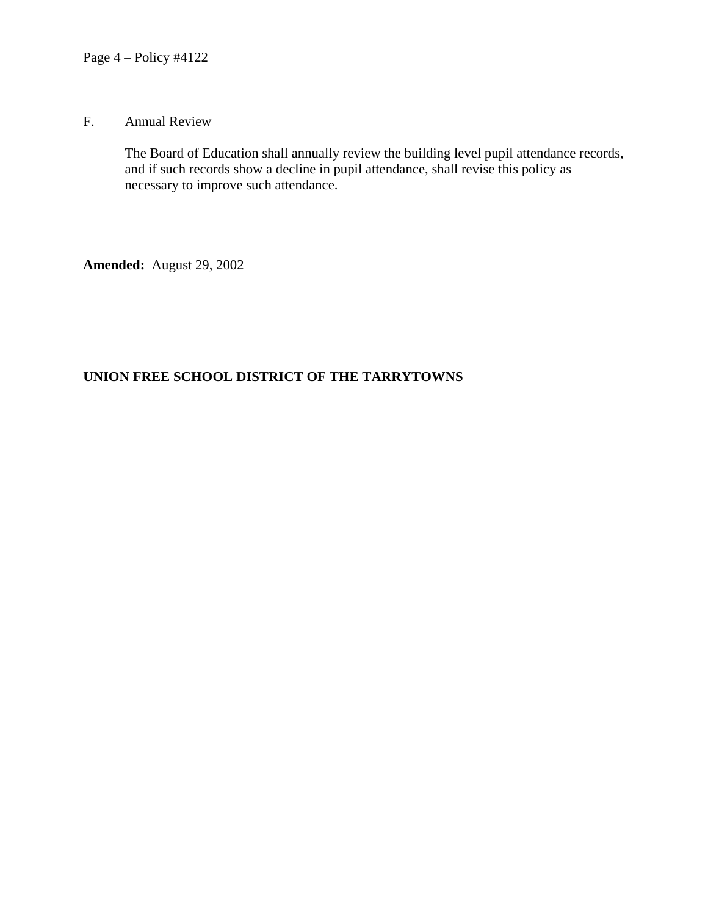F. <u>Annual Review</u>

The Board of Education shall annually review the building level pupil attendance records, and if such records show a decline in pupil attendance, shall revise this policy as necessary to improve such attendance.

**Amended:** August 29, 2002

**UNION FREE SCHOOL DISTRICT OF THE TARRYTOWNS**